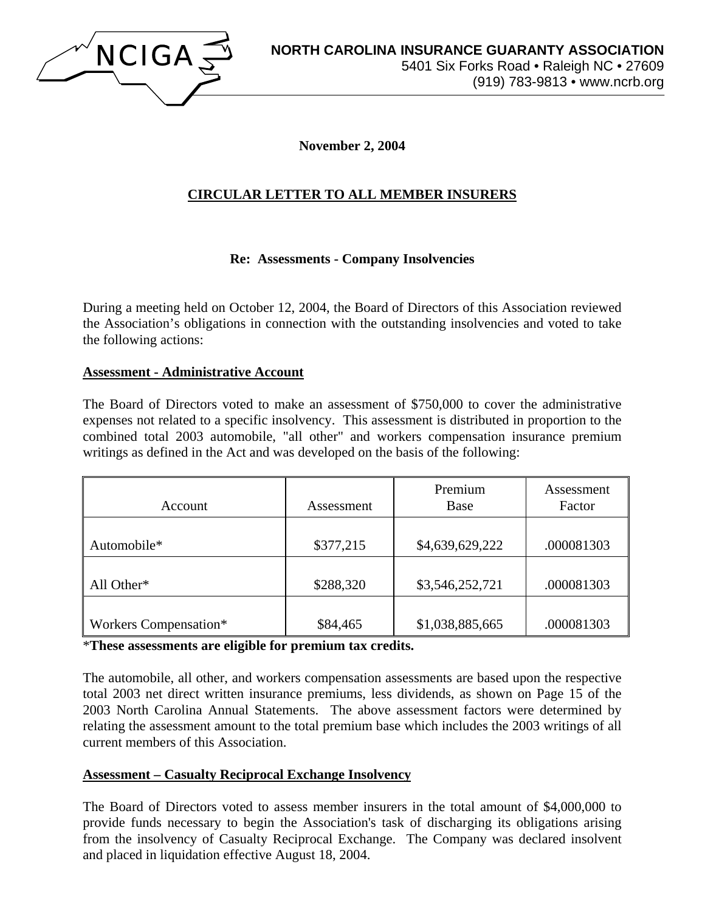NCIGA

**NORTH CAROLINA INSURANCE GUARANTY ASSOCIATION**
5401 Six Forks Road • Raleigh NC • 27609
(919) 783-9813 • www.ncrb.org

**November 2, 2004**

## CIRCULAR LETTER TO ALL MEMBER INSURERS

**Re: Assessments - Company Insolvencies**

During a meeting held on October 12, 2004, the Board of Directors of this Association reviewed the Association's obligations in connection with the outstanding insolvencies and voted to take the following actions:

### Assessment - Administrative Account

The Board of Directors voted to make an assessment of $750,000 to cover the administrative expenses not related to a specific insolvency. This assessment is distributed in proportion to the combined total 2003 automobile, "all other" and workers compensation insurance premium writings as defined in the Act and was developed on the basis of the following:

| Account | Assessment | Premium Base | Assessment Factor |
|---|---|---|---|
| Automobile* | $377,215 | $4,639,629,222 | .000081303 |
| All Other* | $288,320 | $3,546,252,721 | .000081303 |
| Workers Compensation* | $84,465 | $1,038,885,665 | .000081303 |

***These assessments are eligible for premium tax credits.**

The automobile, all other, and workers compensation assessments are based upon the respective total 2003 net direct written insurance premiums, less dividends, as shown on Page 15 of the 2003 North Carolina Annual Statements. The above assessment factors were determined by relating the assessment amount to the total premium base which includes the 2003 writings of all current members of this Association.

### Assessment – Casualty Reciprocal Exchange Insolvency

The Board of Directors voted to assess member insurers in the total amount of $4,000,000 to provide funds necessary to begin the Association's task of discharging its obligations arising from the insolvency of Casualty Reciprocal Exchange. The Company was declared insolvent and placed in liquidation effective August 18, 2004.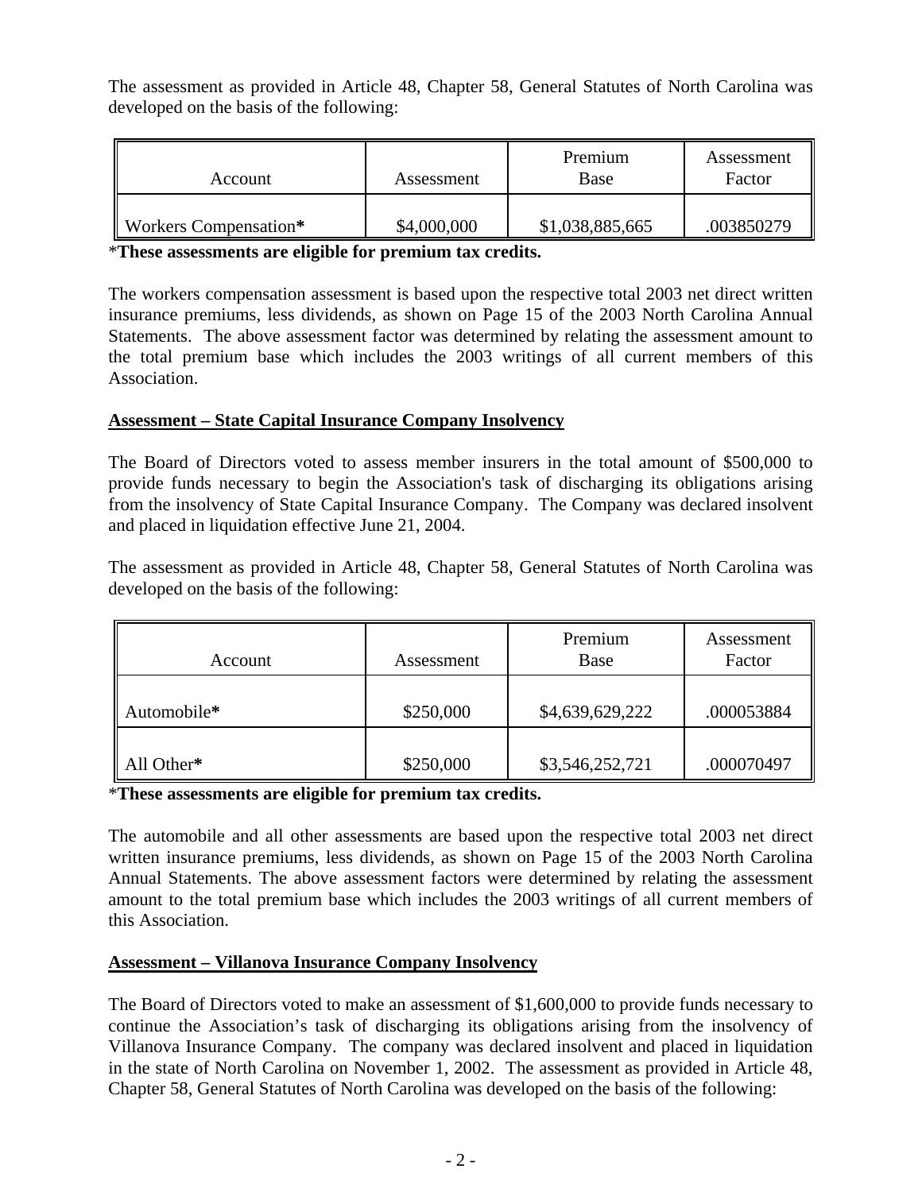The assessment as provided in Article 48, Chapter 58, General Statutes of North Carolina was developed on the basis of the following:

| Account | Assessment | Premium Base | Assessment Factor |
|---|---|---|---|
| Workers Compensation**\*** | $4,000,000 | $1,038,885,665 | .003850279 |

\***These assessments are eligible for premium tax credits.**

The workers compensation assessment is based upon the respective total 2003 net direct written insurance premiums, less dividends, as shown on Page 15 of the 2003 North Carolina Annual Statements. The above assessment factor was determined by relating the assessment amount to the total premium base which includes the 2003 writings of all current members of this Association.

**<u>Assessment – State Capital Insurance Company Insolvency</u>**

The Board of Directors voted to assess member insurers in the total amount of $500,000 to provide funds necessary to begin the Association's task of discharging its obligations arising from the insolvency of State Capital Insurance Company. The Company was declared insolvent and placed in liquidation effective June 21, 2004.

The assessment as provided in Article 48, Chapter 58, General Statutes of North Carolina was developed on the basis of the following:

| Account | Assessment | Premium Base | Assessment Factor |
|---|---|---|---|
| Automobile**\*** | $250,000 | $4,639,629,222 | .000053884 |
| All Other**\*** | $250,000 | $3,546,252,721 | .000070497 |

\***These assessments are eligible for premium tax credits.**

The automobile and all other assessments are based upon the respective total 2003 net direct written insurance premiums, less dividends, as shown on Page 15 of the 2003 North Carolina Annual Statements. The above assessment factors were determined by relating the assessment amount to the total premium base which includes the 2003 writings of all current members of this Association.

**<u>Assessment – Villanova Insurance Company Insolvency</u>**

The Board of Directors voted to make an assessment of $1,600,000 to provide funds necessary to continue the Association's task of discharging its obligations arising from the insolvency of Villanova Insurance Company. The company was declared insolvent and placed in liquidation in the state of North Carolina on November 1, 2002. The assessment as provided in Article 48, Chapter 58, General Statutes of North Carolina was developed on the basis of the following: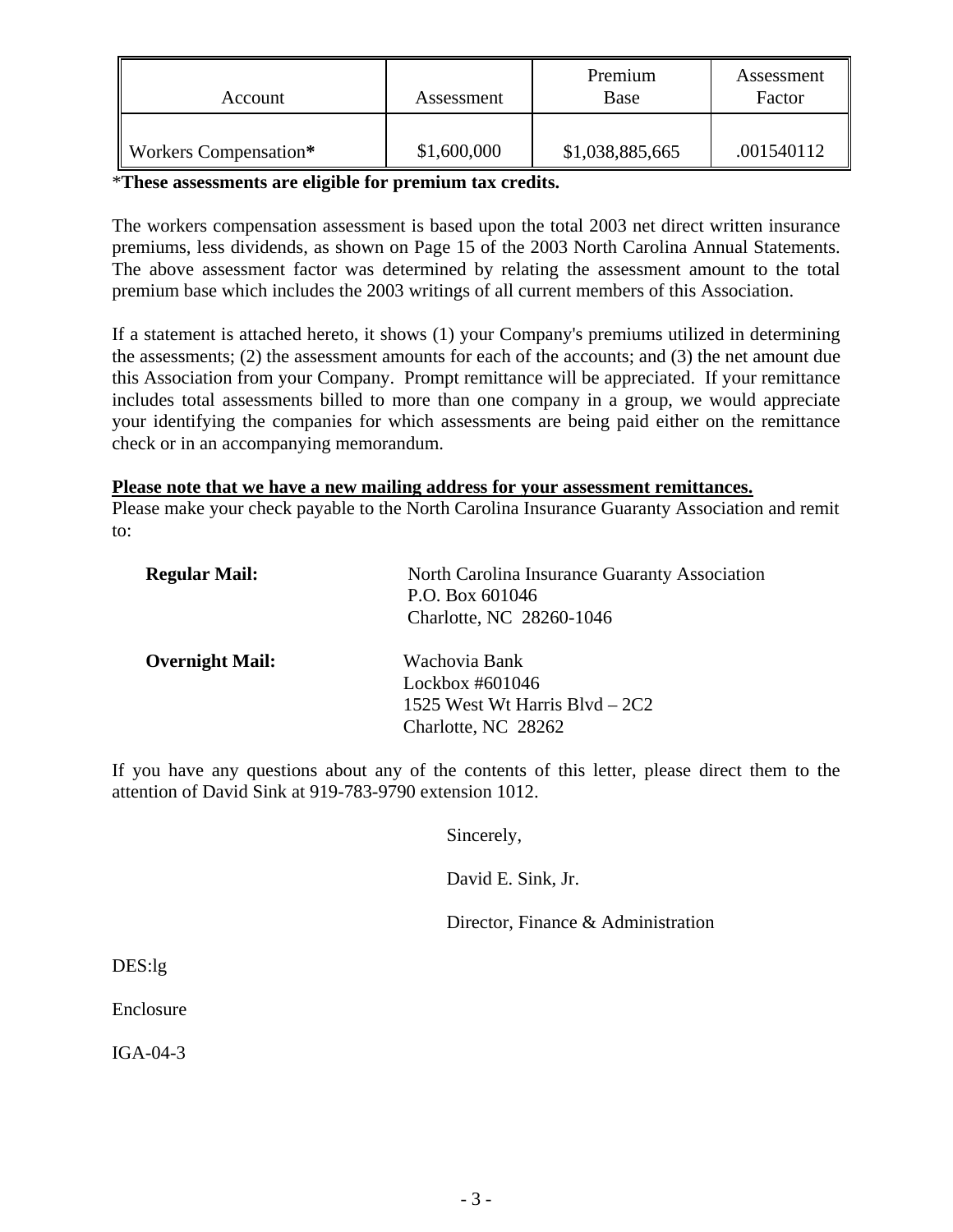| Account | Assessment | Premium Base | Assessment Factor |
|---|---|---|---|
| Workers Compensation* | $1,600,000 | $1,038,885,665 | .001540112 |

***These assessments are eligible for premium tax credits.**

The workers compensation assessment is based upon the total 2003 net direct written insurance premiums, less dividends, as shown on Page 15 of the 2003 North Carolina Annual Statements. The above assessment factor was determined by relating the assessment amount to the total premium base which includes the 2003 writings of all current members of this Association.

If a statement is attached hereto, it shows (1) your Company's premiums utilized in determining the assessments; (2) the assessment amounts for each of the accounts; and (3) the net amount due this Association from your Company. Prompt remittance will be appreciated. If your remittance includes total assessments billed to more than one company in a group, we would appreciate your identifying the companies for which assessments are being paid either on the remittance check or in an accompanying memorandum.

**Please note that we have a new mailing address for your assessment remittances.**
Please make your check payable to the North Carolina Insurance Guaranty Association and remit to:

**Regular Mail:**
North Carolina Insurance Guaranty Association
P.O. Box 601046
Charlotte, NC 28260-1046

**Overnight Mail:**
Wachovia Bank
Lockbox #601046
1525 West Wt Harris Blvd – 2C2
Charlotte, NC 28262

If you have any questions about any of the contents of this letter, please direct them to the attention of David Sink at 919-783-9790 extension 1012.

Sincerely,

David E. Sink, Jr.

Director, Finance & Administration

DES:lg

Enclosure

IGA-04-3